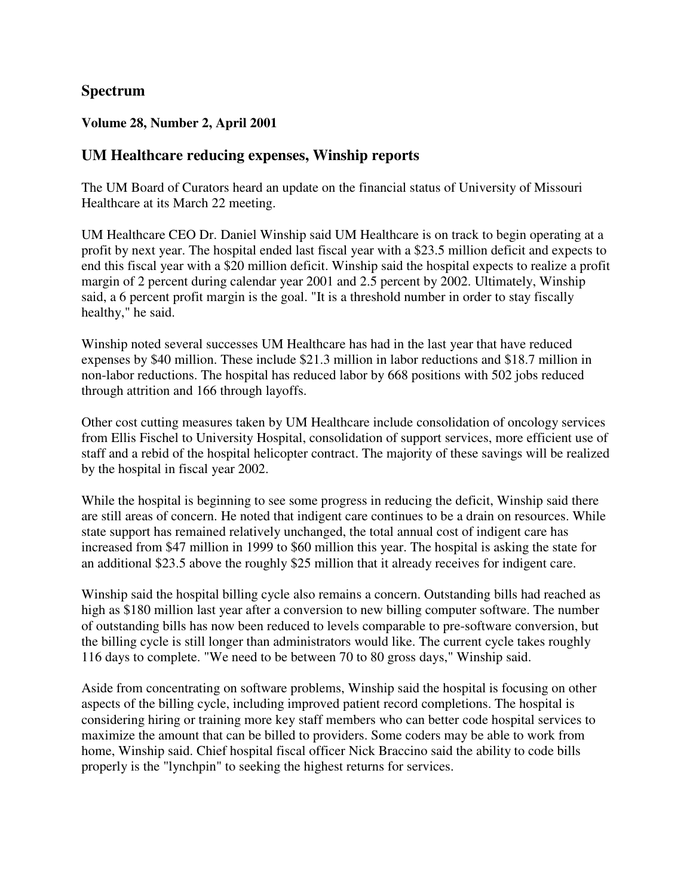# Spectrum

**Volume 28, Number 2, April 2001**

## UM Healthcare reducing expenses, Winship reports

The UM Board of Curators heard an update on the financial status of University of Missouri Healthcare at its March 22 meeting.

UM Healthcare CEO Dr. Daniel Winship said UM Healthcare is on track to begin operating at a profit by next year. The hospital ended last fiscal year with a $23.5 million deficit and expects to end this fiscal year with a $20 million deficit. Winship said the hospital expects to realize a profit margin of 2 percent during calendar year 2001 and 2.5 percent by 2002. Ultimately, Winship said, a 6 percent profit margin is the goal. "It is a threshold number in order to stay fiscally healthy," he said.

Winship noted several successes UM Healthcare has had in the last year that have reduced expenses by $40 million. These include $21.3 million in labor reductions and $18.7 million in non-labor reductions. The hospital has reduced labor by 668 positions with 502 jobs reduced through attrition and 166 through layoffs.

Other cost cutting measures taken by UM Healthcare include consolidation of oncology services from Ellis Fischel to University Hospital, consolidation of support services, more efficient use of staff and a rebid of the hospital helicopter contract. The majority of these savings will be realized by the hospital in fiscal year 2002.

While the hospital is beginning to see some progress in reducing the deficit, Winship said there are still areas of concern. He noted that indigent care continues to be a drain on resources. While state support has remained relatively unchanged, the total annual cost of indigent care has increased from $47 million in 1999 to $60 million this year. The hospital is asking the state for an additional $23.5 above the roughly $25 million that it already receives for indigent care.

Winship said the hospital billing cycle also remains a concern. Outstanding bills had reached as high as $180 million last year after a conversion to new billing computer software. The number of outstanding bills has now been reduced to levels comparable to pre-software conversion, but the billing cycle is still longer than administrators would like. The current cycle takes roughly 116 days to complete. "We need to be between 70 to 80 gross days," Winship said.

Aside from concentrating on software problems, Winship said the hospital is focusing on other aspects of the billing cycle, including improved patient record completions. The hospital is considering hiring or training more key staff members who can better code hospital services to maximize the amount that can be billed to providers. Some coders may be able to work from home, Winship said. Chief hospital fiscal officer Nick Braccino said the ability to code bills properly is the "lynchpin" to seeking the highest returns for services.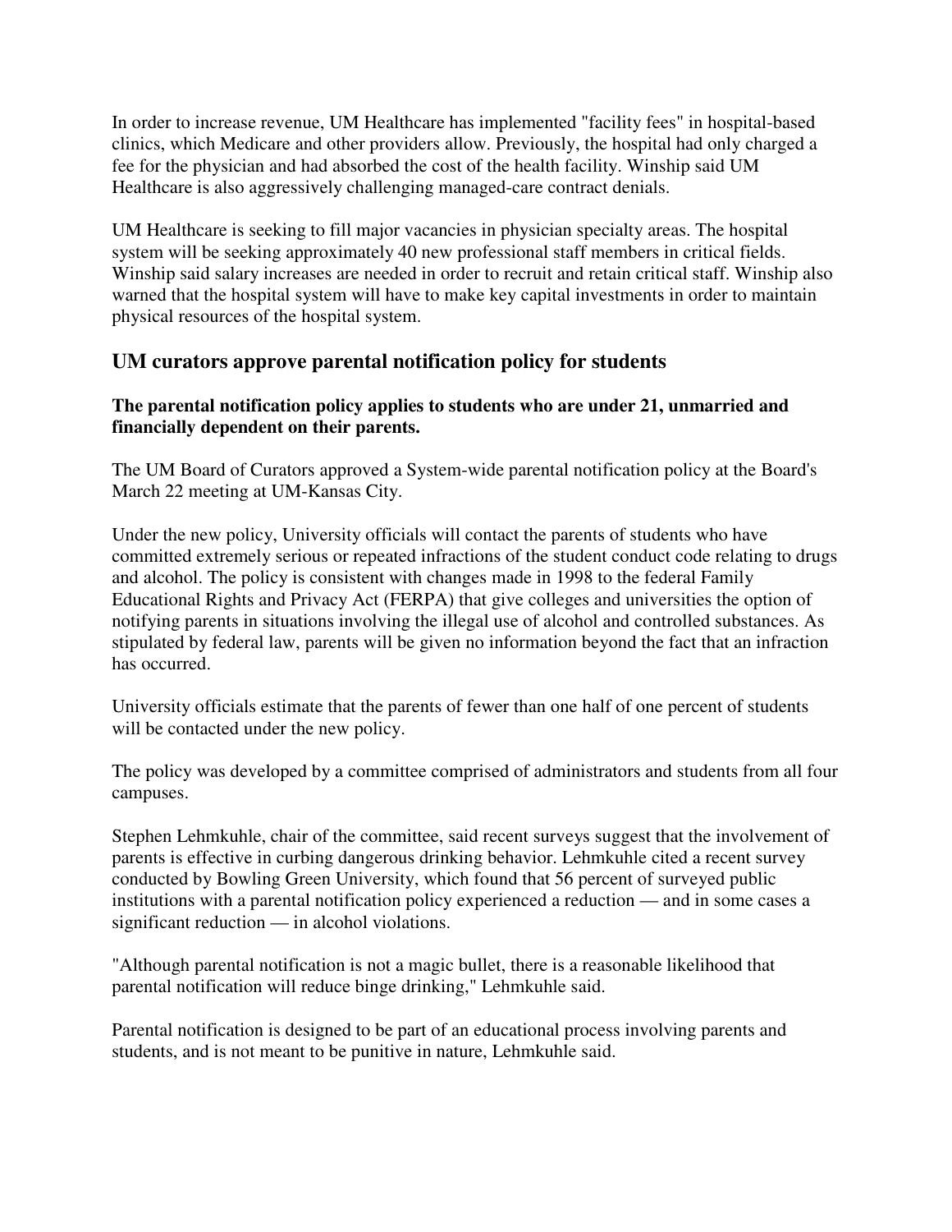In order to increase revenue, UM Healthcare has implemented "facility fees" in hospital-based clinics, which Medicare and other providers allow. Previously, the hospital had only charged a fee for the physician and had absorbed the cost of the health facility. Winship said UM Healthcare is also aggressively challenging managed-care contract denials.

UM Healthcare is seeking to fill major vacancies in physician specialty areas. The hospital system will be seeking approximately 40 new professional staff members in critical fields. Winship said salary increases are needed in order to recruit and retain critical staff. Winship also warned that the hospital system will have to make key capital investments in order to maintain physical resources of the hospital system.

## UM curators approve parental notification policy for students

**The parental notification policy applies to students who are under 21, unmarried and financially dependent on their parents.**

The UM Board of Curators approved a System-wide parental notification policy at the Board's March 22 meeting at UM-Kansas City.

Under the new policy, University officials will contact the parents of students who have committed extremely serious or repeated infractions of the student conduct code relating to drugs and alcohol. The policy is consistent with changes made in 1998 to the federal Family Educational Rights and Privacy Act (FERPA) that give colleges and universities the option of notifying parents in situations involving the illegal use of alcohol and controlled substances. As stipulated by federal law, parents will be given no information beyond the fact that an infraction has occurred.

University officials estimate that the parents of fewer than one half of one percent of students will be contacted under the new policy.

The policy was developed by a committee comprised of administrators and students from all four campuses.

Stephen Lehmkuhle, chair of the committee, said recent surveys suggest that the involvement of parents is effective in curbing dangerous drinking behavior. Lehmkuhle cited a recent survey conducted by Bowling Green University, which found that 56 percent of surveyed public institutions with a parental notification policy experienced a reduction — and in some cases a significant reduction — in alcohol violations.

"Although parental notification is not a magic bullet, there is a reasonable likelihood that parental notification will reduce binge drinking," Lehmkuhle said.

Parental notification is designed to be part of an educational process involving parents and students, and is not meant to be punitive in nature, Lehmkuhle said.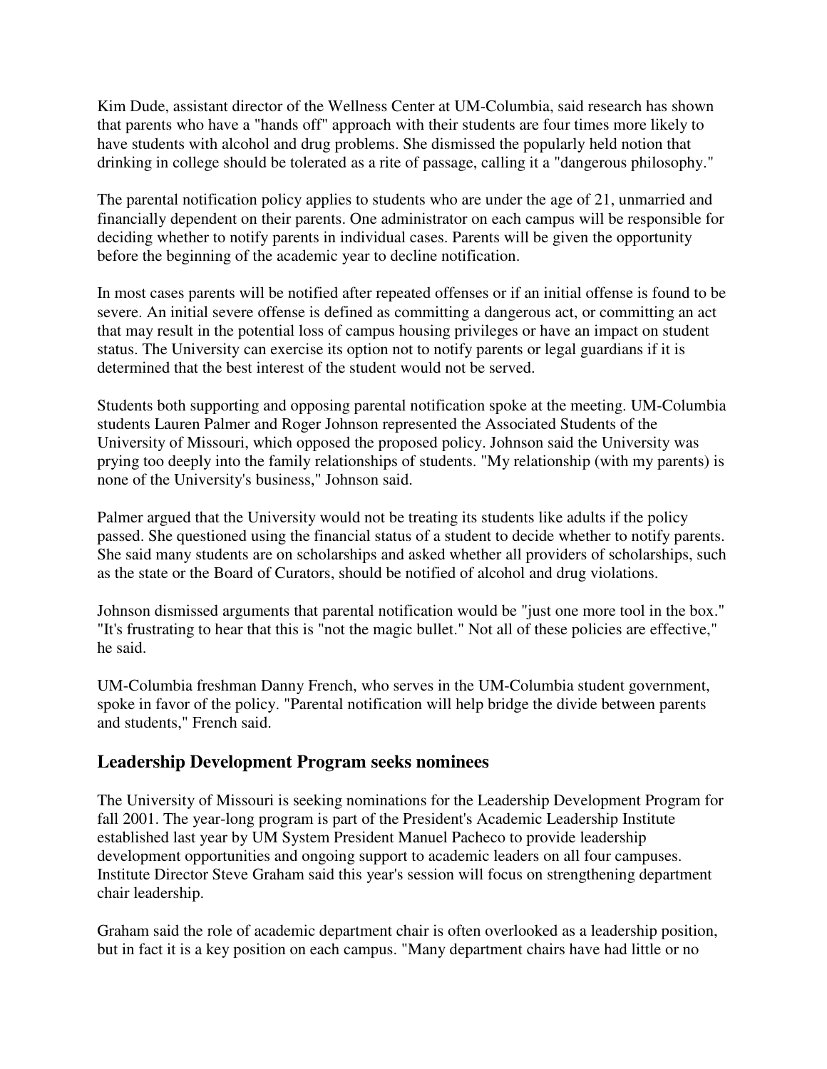Kim Dude, assistant director of the Wellness Center at UM-Columbia, said research has shown that parents who have a "hands off" approach with their students are four times more likely to have students with alcohol and drug problems. She dismissed the popularly held notion that drinking in college should be tolerated as a rite of passage, calling it a "dangerous philosophy."

The parental notification policy applies to students who are under the age of 21, unmarried and financially dependent on their parents. One administrator on each campus will be responsible for deciding whether to notify parents in individual cases. Parents will be given the opportunity before the beginning of the academic year to decline notification.

In most cases parents will be notified after repeated offenses or if an initial offense is found to be severe. An initial severe offense is defined as committing a dangerous act, or committing an act that may result in the potential loss of campus housing privileges or have an impact on student status. The University can exercise its option not to notify parents or legal guardians if it is determined that the best interest of the student would not be served.

Students both supporting and opposing parental notification spoke at the meeting. UM-Columbia students Lauren Palmer and Roger Johnson represented the Associated Students of the University of Missouri, which opposed the proposed policy. Johnson said the University was prying too deeply into the family relationships of students. "My relationship (with my parents) is none of the University's business," Johnson said.

Palmer argued that the University would not be treating its students like adults if the policy passed. She questioned using the financial status of a student to decide whether to notify parents. She said many students are on scholarships and asked whether all providers of scholarships, such as the state or the Board of Curators, should be notified of alcohol and drug violations.

Johnson dismissed arguments that parental notification would be "just one more tool in the box." "It's frustrating to hear that this is "not the magic bullet." Not all of these policies are effective," he said.

UM-Columbia freshman Danny French, who serves in the UM-Columbia student government, spoke in favor of the policy. "Parental notification will help bridge the divide between parents and students," French said.

## Leadership Development Program seeks nominees

The University of Missouri is seeking nominations for the Leadership Development Program for fall 2001. The year-long program is part of the President's Academic Leadership Institute established last year by UM System President Manuel Pacheco to provide leadership development opportunities and ongoing support to academic leaders on all four campuses. Institute Director Steve Graham said this year's session will focus on strengthening department chair leadership.

Graham said the role of academic department chair is often overlooked as a leadership position, but in fact it is a key position on each campus. "Many department chairs have had little or no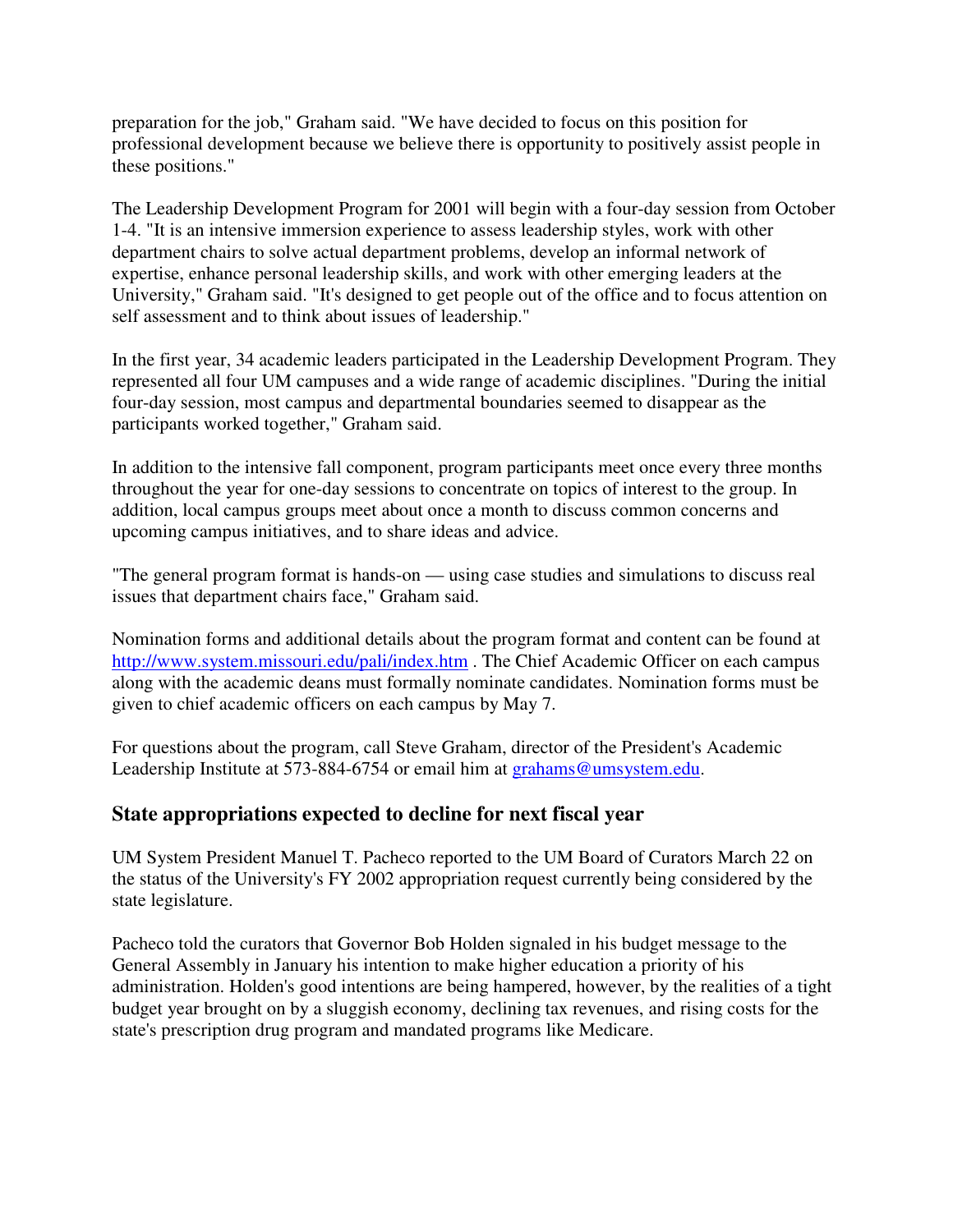preparation for the job," Graham said. "We have decided to focus on this position for professional development because we believe there is opportunity to positively assist people in these positions."

The Leadership Development Program for 2001 will begin with a four-day session from October 1-4. "It is an intensive immersion experience to assess leadership styles, work with other department chairs to solve actual department problems, develop an informal network of expertise, enhance personal leadership skills, and work with other emerging leaders at the University," Graham said. "It's designed to get people out of the office and to focus attention on self assessment and to think about issues of leadership."

In the first year, 34 academic leaders participated in the Leadership Development Program. They represented all four UM campuses and a wide range of academic disciplines. "During the initial four-day session, most campus and departmental boundaries seemed to disappear as the participants worked together," Graham said.

In addition to the intensive fall component, program participants meet once every three months throughout the year for one-day sessions to concentrate on topics of interest to the group. In addition, local campus groups meet about once a month to discuss common concerns and upcoming campus initiatives, and to share ideas and advice.

"The general program format is hands-on — using case studies and simulations to discuss real issues that department chairs face," Graham said.

Nomination forms and additional details about the program format and content can be found at [http://www.system.missouri.edu/pali/index.htm](http://www.system.missouri.edu/pali/index.htm) . The Chief Academic Officer on each campus along with the academic deans must formally nominate candidates. Nomination forms must be given to chief academic officers on each campus by May 7.

For questions about the program, call Steve Graham, director of the President's Academic Leadership Institute at 573-884-6754 or email him at [grahams@umsystem.edu](mailto:grahams@umsystem.edu).

## State appropriations expected to decline for next fiscal year

UM System President Manuel T. Pacheco reported to the UM Board of Curators March 22 on the status of the University's FY 2002 appropriation request currently being considered by the state legislature.

Pacheco told the curators that Governor Bob Holden signaled in his budget message to the General Assembly in January his intention to make higher education a priority of his administration. Holden's good intentions are being hampered, however, by the realities of a tight budget year brought on by a sluggish economy, declining tax revenues, and rising costs for the state's prescription drug program and mandated programs like Medicare.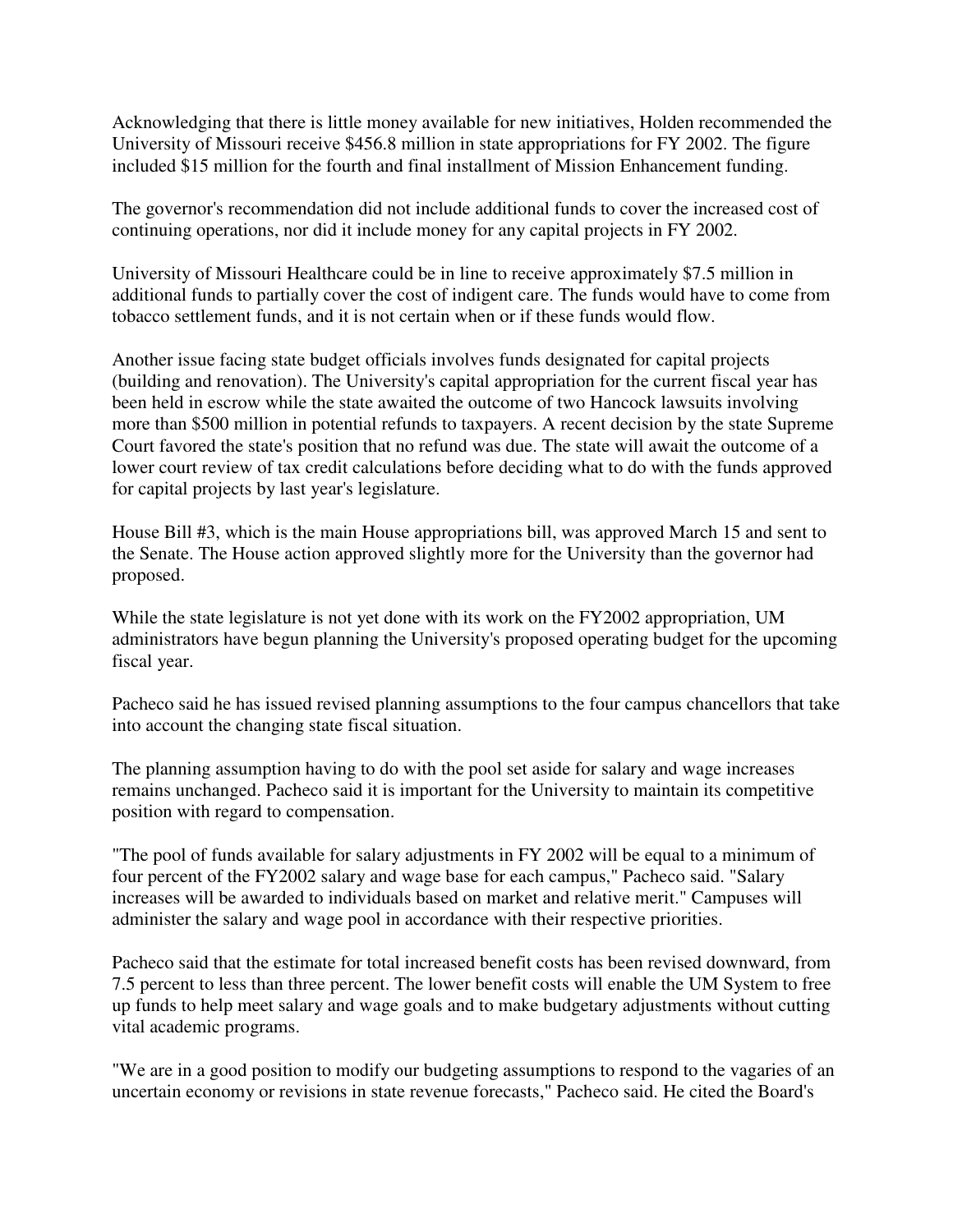Acknowledging that there is little money available for new initiatives, Holden recommended the University of Missouri receive $456.8 million in state appropriations for FY 2002. The figure included $15 million for the fourth and final installment of Mission Enhancement funding.

The governor's recommendation did not include additional funds to cover the increased cost of continuing operations, nor did it include money for any capital projects in FY 2002.

University of Missouri Healthcare could be in line to receive approximately $7.5 million in additional funds to partially cover the cost of indigent care. The funds would have to come from tobacco settlement funds, and it is not certain when or if these funds would flow.

Another issue facing state budget officials involves funds designated for capital projects (building and renovation). The University's capital appropriation for the current fiscal year has been held in escrow while the state awaited the outcome of two Hancock lawsuits involving more than $500 million in potential refunds to taxpayers. A recent decision by the state Supreme Court favored the state's position that no refund was due. The state will await the outcome of a lower court review of tax credit calculations before deciding what to do with the funds approved for capital projects by last year's legislature.

House Bill #3, which is the main House appropriations bill, was approved March 15 and sent to the Senate. The House action approved slightly more for the University than the governor had proposed.

While the state legislature is not yet done with its work on the FY2002 appropriation, UM administrators have begun planning the University's proposed operating budget for the upcoming fiscal year.

Pacheco said he has issued revised planning assumptions to the four campus chancellors that take into account the changing state fiscal situation.

The planning assumption having to do with the pool set aside for salary and wage increases remains unchanged. Pacheco said it is important for the University to maintain its competitive position with regard to compensation.

"The pool of funds available for salary adjustments in FY 2002 will be equal to a minimum of four percent of the FY2002 salary and wage base for each campus," Pacheco said. "Salary increases will be awarded to individuals based on market and relative merit." Campuses will administer the salary and wage pool in accordance with their respective priorities.

Pacheco said that the estimate for total increased benefit costs has been revised downward, from 7.5 percent to less than three percent. The lower benefit costs will enable the UM System to free up funds to help meet salary and wage goals and to make budgetary adjustments without cutting vital academic programs.

"We are in a good position to modify our budgeting assumptions to respond to the vagaries of an uncertain economy or revisions in state revenue forecasts," Pacheco said. He cited the Board's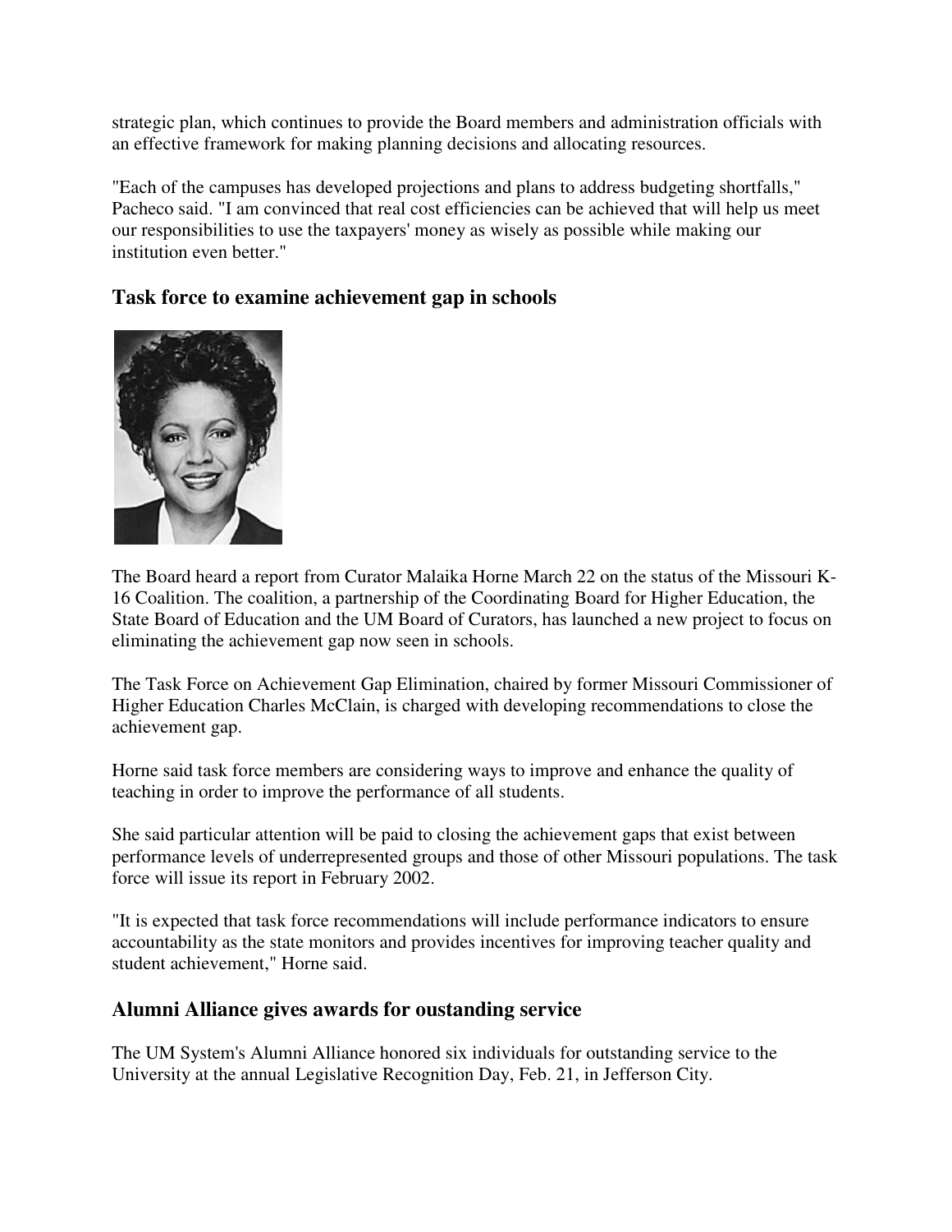strategic plan, which continues to provide the Board members and administration officials with an effective framework for making planning decisions and allocating resources.

"Each of the campuses has developed projections and plans to address budgeting shortfalls," Pacheco said. "I am convinced that real cost efficiencies can be achieved that will help us meet our responsibilities to use the taxpayers' money as wisely as possible while making our institution even better."

### Task force to examine achievement gap in schools

The Board heard a report from Curator Malaika Horne March 22 on the status of the Missouri K-16 Coalition. The coalition, a partnership of the Coordinating Board for Higher Education, the State Board of Education and the UM Board of Curators, has launched a new project to focus on eliminating the achievement gap now seen in schools.

The Task Force on Achievement Gap Elimination, chaired by former Missouri Commissioner of Higher Education Charles McClain, is charged with developing recommendations to close the achievement gap.

Horne said task force members are considering ways to improve and enhance the quality of teaching in order to improve the performance of all students.

She said particular attention will be paid to closing the achievement gaps that exist between performance levels of underrepresented groups and those of other Missouri populations. The task force will issue its report in February 2002.

"It is expected that task force recommendations will include performance indicators to ensure accountability as the state monitors and provides incentives for improving teacher quality and student achievement," Horne said.

### Alumni Alliance gives awards for oustanding service

The UM System's Alumni Alliance honored six individuals for outstanding service to the University at the annual Legislative Recognition Day, Feb. 21, in Jefferson City.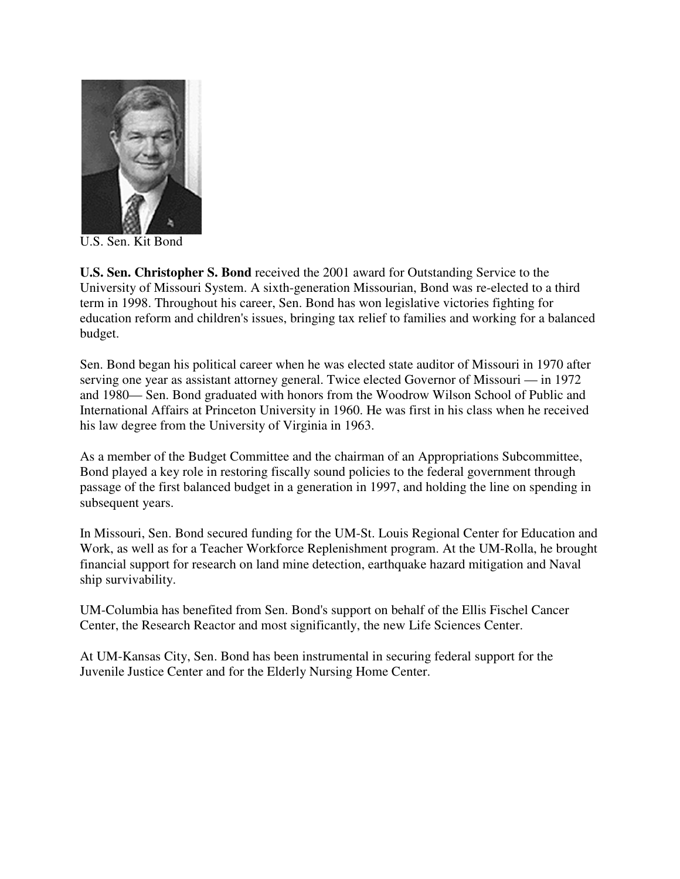U.S. Sen. Kit Bond

**U.S. Sen. Christopher S. Bond** received the 2001 award for Outstanding Service to the University of Missouri System. A sixth-generation Missourian, Bond was re-elected to a third term in 1998. Throughout his career, Sen. Bond has won legislative victories fighting for education reform and children's issues, bringing tax relief to families and working for a balanced budget.

Sen. Bond began his political career when he was elected state auditor of Missouri in 1970 after serving one year as assistant attorney general. Twice elected Governor of Missouri — in 1972 and 1980— Sen. Bond graduated with honors from the Woodrow Wilson School of Public and International Affairs at Princeton University in 1960. He was first in his class when he received his law degree from the University of Virginia in 1963.

As a member of the Budget Committee and the chairman of an Appropriations Subcommittee, Bond played a key role in restoring fiscally sound policies to the federal government through passage of the first balanced budget in a generation in 1997, and holding the line on spending in subsequent years.

In Missouri, Sen. Bond secured funding for the UM-St. Louis Regional Center for Education and Work, as well as for a Teacher Workforce Replenishment program. At the UM-Rolla, he brought financial support for research on land mine detection, earthquake hazard mitigation and Naval ship survivability.

UM-Columbia has benefited from Sen. Bond's support on behalf of the Ellis Fischel Cancer Center, the Research Reactor and most significantly, the new Life Sciences Center.

At UM-Kansas City, Sen. Bond has been instrumental in securing federal support for the Juvenile Justice Center and for the Elderly Nursing Home Center.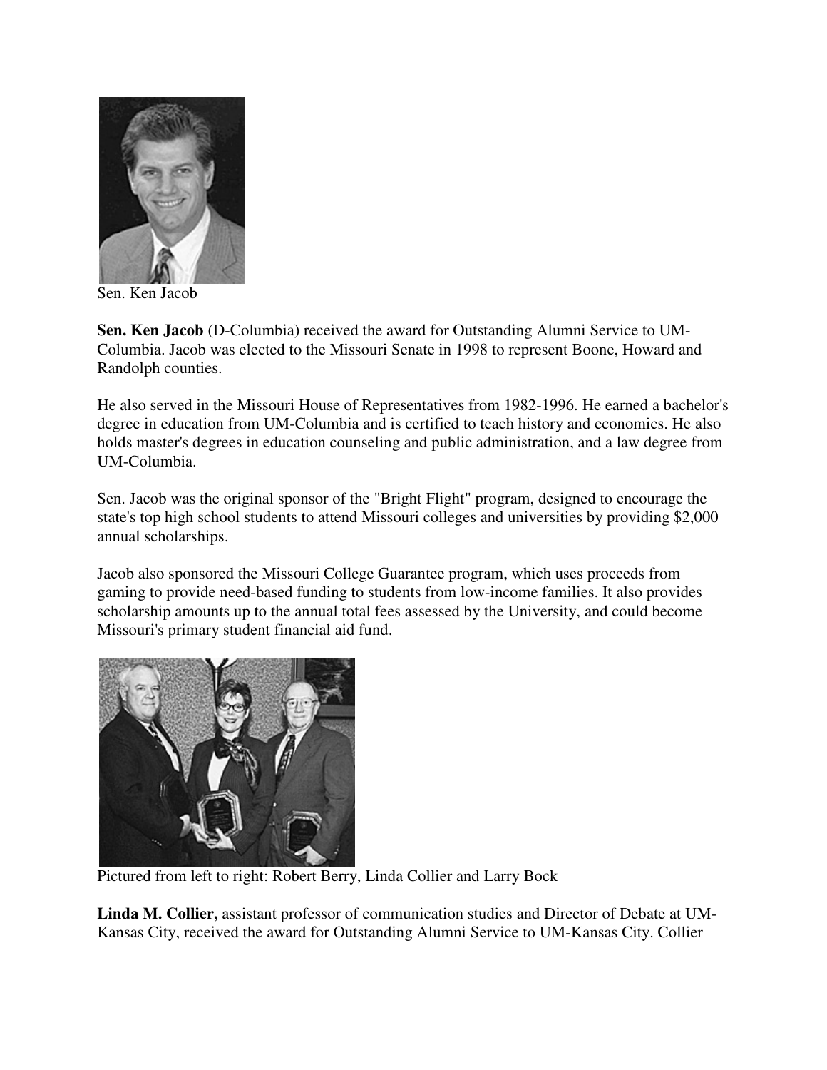Sen. Ken Jacob

**Sen. Ken Jacob** (D-Columbia) received the award for Outstanding Alumni Service to UM-Columbia. Jacob was elected to the Missouri Senate in 1998 to represent Boone, Howard and Randolph counties.

He also served in the Missouri House of Representatives from 1982-1996. He earned a bachelor's degree in education from UM-Columbia and is certified to teach history and economics. He also holds master's degrees in education counseling and public administration, and a law degree from UM-Columbia.

Sen. Jacob was the original sponsor of the "Bright Flight" program, designed to encourage the state's top high school students to attend Missouri colleges and universities by providing $2,000 annual scholarships.

Jacob also sponsored the Missouri College Guarantee program, which uses proceeds from gaming to provide need-based funding to students from low-income families. It also provides scholarship amounts up to the annual total fees assessed by the University, and could become Missouri's primary student financial aid fund.

Pictured from left to right: Robert Berry, Linda Collier and Larry Bock

**Linda M. Collier,** assistant professor of communication studies and Director of Debate at UM-Kansas City, received the award for Outstanding Alumni Service to UM-Kansas City. Collier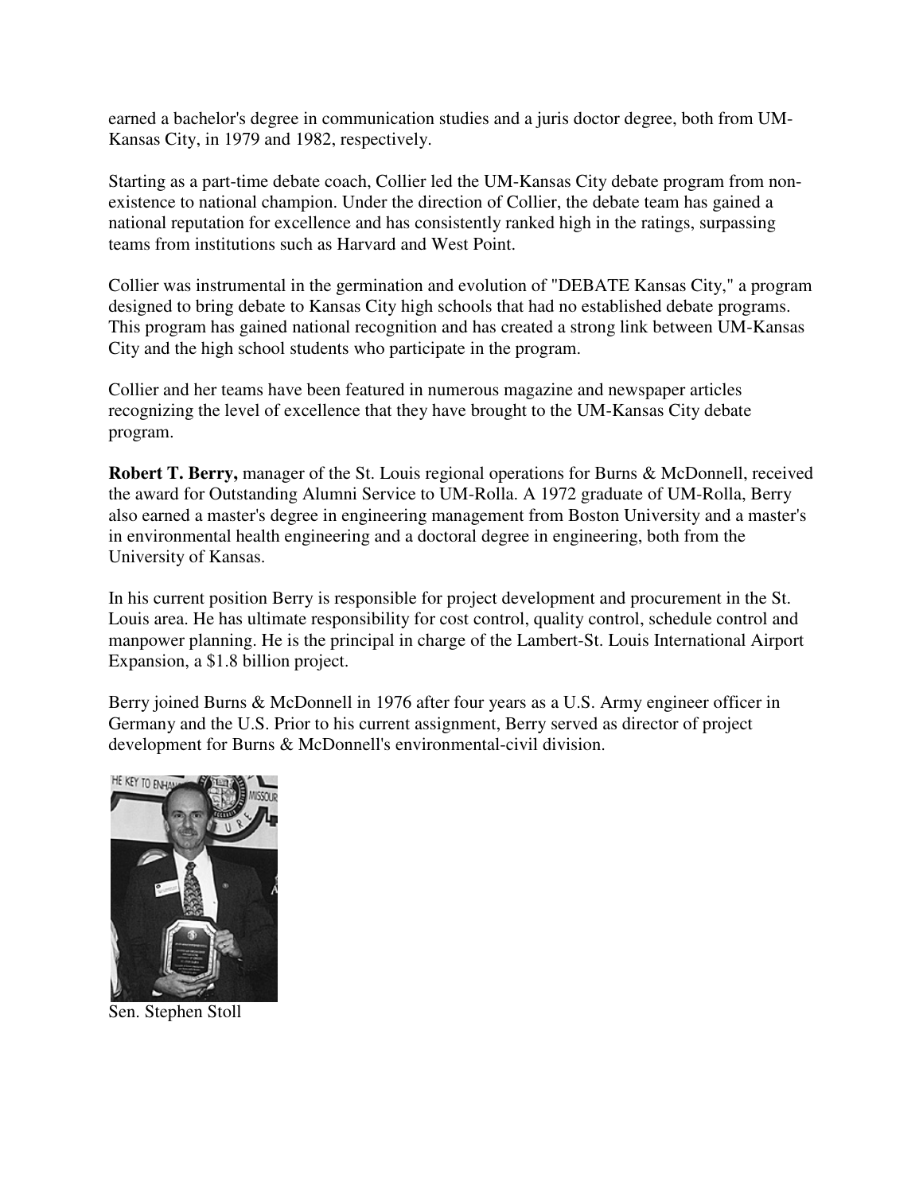earned a bachelor's degree in communication studies and a juris doctor degree, both from UM-Kansas City, in 1979 and 1982, respectively.

Starting as a part-time debate coach, Collier led the UM-Kansas City debate program from non-existence to national champion. Under the direction of Collier, the debate team has gained a national reputation for excellence and has consistently ranked high in the ratings, surpassing teams from institutions such as Harvard and West Point.

Collier was instrumental in the germination and evolution of "DEBATE Kansas City," a program designed to bring debate to Kansas City high schools that had no established debate programs. This program has gained national recognition and has created a strong link between UM-Kansas City and the high school students who participate in the program.

Collier and her teams have been featured in numerous magazine and newspaper articles recognizing the level of excellence that they have brought to the UM-Kansas City debate program.

**Robert T. Berry,** manager of the St. Louis regional operations for Burns & McDonnell, received the award for Outstanding Alumni Service to UM-Rolla. A 1972 graduate of UM-Rolla, Berry also earned a master's degree in engineering management from Boston University and a master's in environmental health engineering and a doctoral degree in engineering, both from the University of Kansas.

In his current position Berry is responsible for project development and procurement in the St. Louis area. He has ultimate responsibility for cost control, quality control, schedule control and manpower planning. He is the principal in charge of the Lambert-St. Louis International Airport Expansion, a $1.8 billion project.

Berry joined Burns & McDonnell in 1976 after four years as a U.S. Army engineer officer in Germany and the U.S. Prior to his current assignment, Berry served as director of project development for Burns & McDonnell's environmental-civil division.

Sen. Stephen Stoll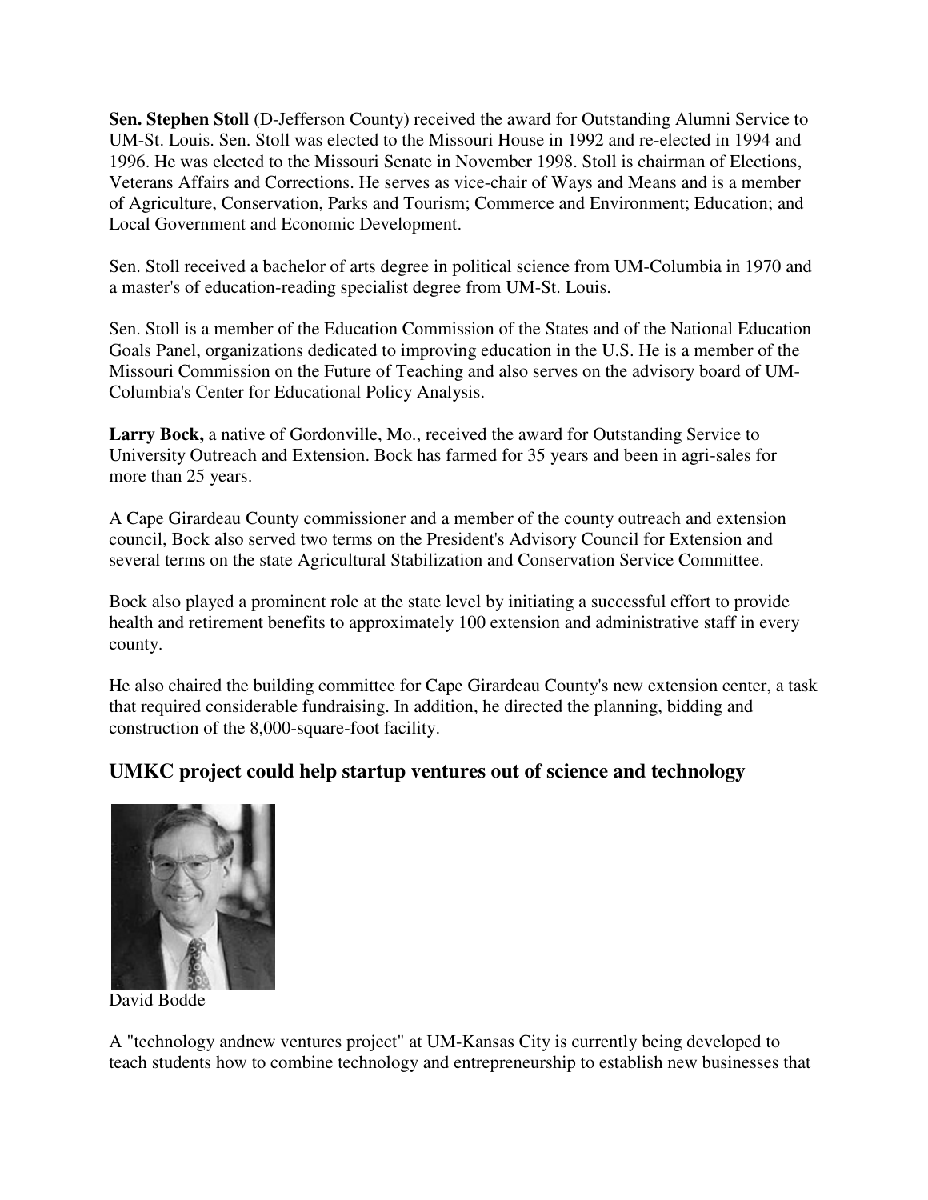**Sen. Stephen Stoll** (D-Jefferson County) received the award for Outstanding Alumni Service to UM-St. Louis. Sen. Stoll was elected to the Missouri House in 1992 and re-elected in 1994 and 1996. He was elected to the Missouri Senate in November 1998. Stoll is chairman of Elections, Veterans Affairs and Corrections. He serves as vice-chair of Ways and Means and is a member of Agriculture, Conservation, Parks and Tourism; Commerce and Environment; Education; and Local Government and Economic Development.

Sen. Stoll received a bachelor of arts degree in political science from UM-Columbia in 1970 and a master's of education-reading specialist degree from UM-St. Louis.

Sen. Stoll is a member of the Education Commission of the States and of the National Education Goals Panel, organizations dedicated to improving education in the U.S. He is a member of the Missouri Commission on the Future of Teaching and also serves on the advisory board of UM-Columbia's Center for Educational Policy Analysis.

**Larry Bock,** a native of Gordonville, Mo., received the award for Outstanding Service to University Outreach and Extension. Bock has farmed for 35 years and been in agri-sales for more than 25 years.

A Cape Girardeau County commissioner and a member of the county outreach and extension council, Bock also served two terms on the President's Advisory Council for Extension and several terms on the state Agricultural Stabilization and Conservation Service Committee.

Bock also played a prominent role at the state level by initiating a successful effort to provide health and retirement benefits to approximately 100 extension and administrative staff in every county.

He also chaired the building committee for Cape Girardeau County's new extension center, a task that required considerable fundraising. In addition, he directed the planning, bidding and construction of the 8,000-square-foot facility.

## UMKC project could help startup ventures out of science and technology

David Bodde

A "technology andnew ventures project" at UM-Kansas City is currently being developed to teach students how to combine technology and entrepreneurship to establish new businesses that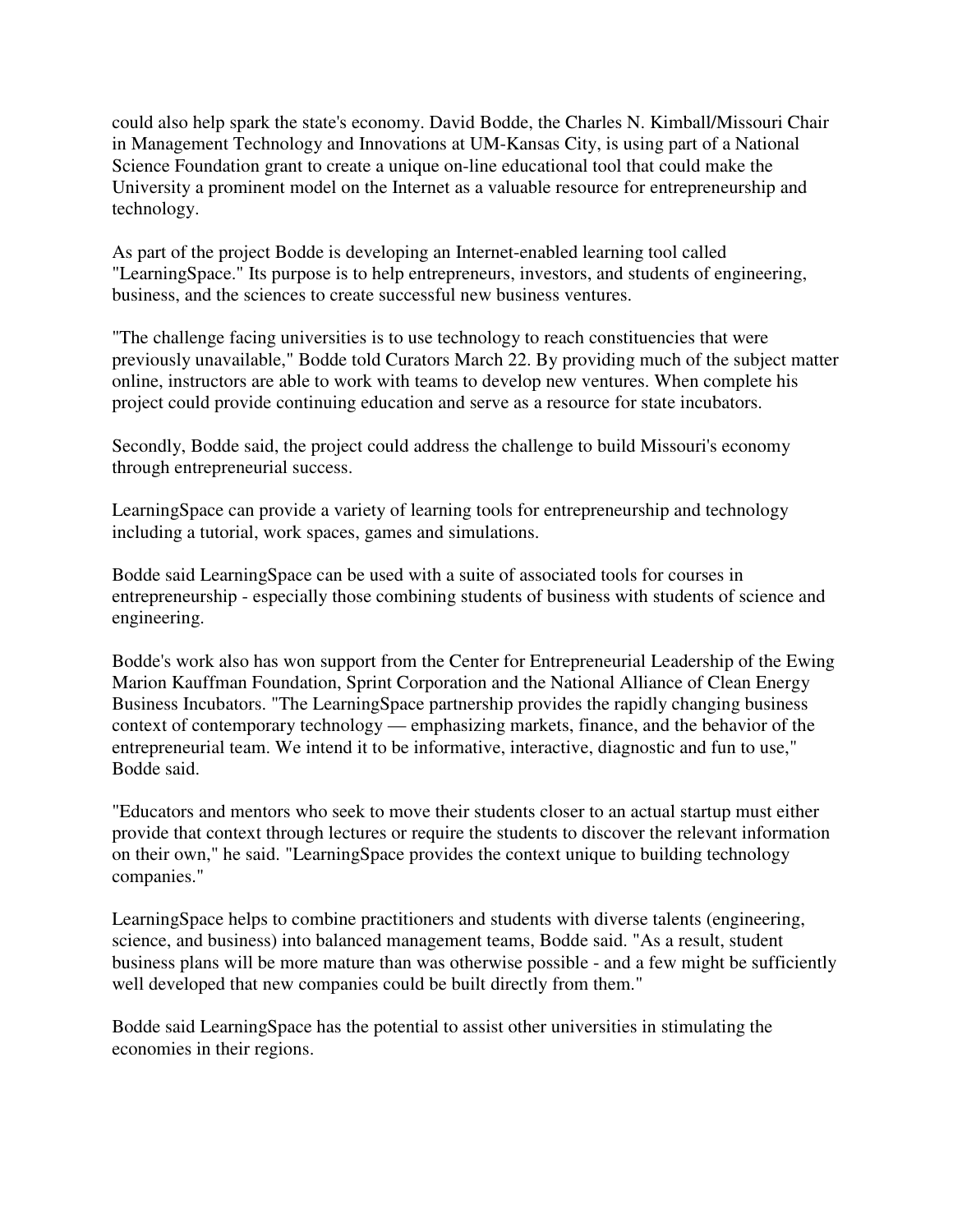could also help spark the state's economy. David Bodde, the Charles N. Kimball/Missouri Chair in Management Technology and Innovations at UM-Kansas City, is using part of a National Science Foundation grant to create a unique on-line educational tool that could make the University a prominent model on the Internet as a valuable resource for entrepreneurship and technology.

As part of the project Bodde is developing an Internet-enabled learning tool called "LearningSpace." Its purpose is to help entrepreneurs, investors, and students of engineering, business, and the sciences to create successful new business ventures.

"The challenge facing universities is to use technology to reach constituencies that were previously unavailable," Bodde told Curators March 22. By providing much of the subject matter online, instructors are able to work with teams to develop new ventures. When complete his project could provide continuing education and serve as a resource for state incubators.

Secondly, Bodde said, the project could address the challenge to build Missouri's economy through entrepreneurial success.

LearningSpace can provide a variety of learning tools for entrepreneurship and technology including a tutorial, work spaces, games and simulations.

Bodde said LearningSpace can be used with a suite of associated tools for courses in entrepreneurship - especially those combining students of business with students of science and engineering.

Bodde's work also has won support from the Center for Entrepreneurial Leadership of the Ewing Marion Kauffman Foundation, Sprint Corporation and the National Alliance of Clean Energy Business Incubators. "The LearningSpace partnership provides the rapidly changing business context of contemporary technology — emphasizing markets, finance, and the behavior of the entrepreneurial team. We intend it to be informative, interactive, diagnostic and fun to use," Bodde said.

"Educators and mentors who seek to move their students closer to an actual startup must either provide that context through lectures or require the students to discover the relevant information on their own," he said. "LearningSpace provides the context unique to building technology companies."

LearningSpace helps to combine practitioners and students with diverse talents (engineering, science, and business) into balanced management teams, Bodde said. "As a result, student business plans will be more mature than was otherwise possible - and a few might be sufficiently well developed that new companies could be built directly from them."

Bodde said LearningSpace has the potential to assist other universities in stimulating the economies in their regions.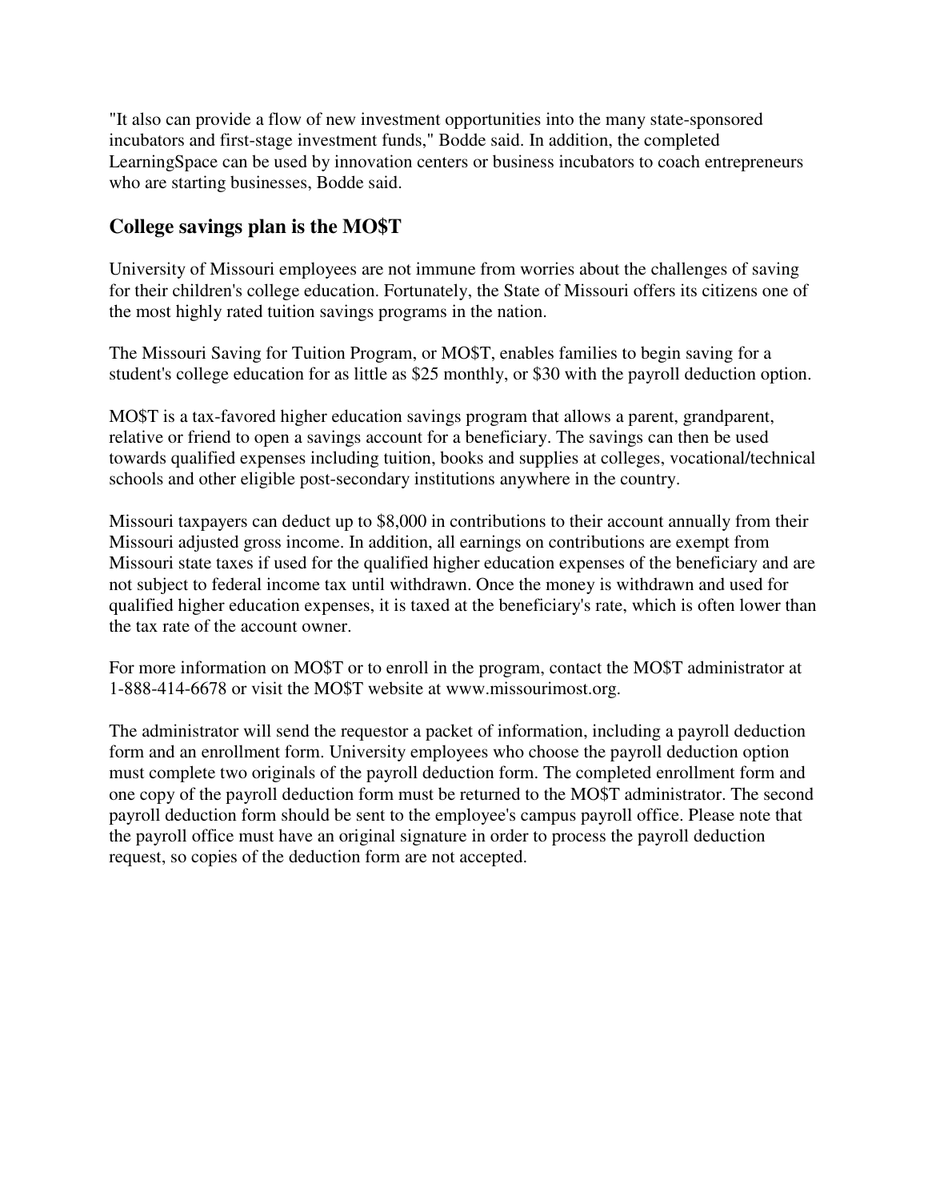"It also can provide a flow of new investment opportunities into the many state-sponsored incubators and first-stage investment funds," Bodde said. In addition, the completed LearningSpace can be used by innovation centers or business incubators to coach entrepreneurs who are starting businesses, Bodde said.

## College savings plan is the MO$T

University of Missouri employees are not immune from worries about the challenges of saving for their children's college education. Fortunately, the State of Missouri offers its citizens one of the most highly rated tuition savings programs in the nation.

The Missouri Saving for Tuition Program, or MO$T, enables families to begin saving for a student's college education for as little as $25 monthly, or $30 with the payroll deduction option.

MO$T is a tax-favored higher education savings program that allows a parent, grandparent, relative or friend to open a savings account for a beneficiary. The savings can then be used towards qualified expenses including tuition, books and supplies at colleges, vocational/technical schools and other eligible post-secondary institutions anywhere in the country.

Missouri taxpayers can deduct up to $8,000 in contributions to their account annually from their Missouri adjusted gross income. In addition, all earnings on contributions are exempt from Missouri state taxes if used for the qualified higher education expenses of the beneficiary and are not subject to federal income tax until withdrawn. Once the money is withdrawn and used for qualified higher education expenses, it is taxed at the beneficiary's rate, which is often lower than the tax rate of the account owner.

For more information on MO$T or to enroll in the program, contact the MO$T administrator at 1-888-414-6678 or visit the MO$T website at www.missourimost.org.

The administrator will send the requestor a packet of information, including a payroll deduction form and an enrollment form. University employees who choose the payroll deduction option must complete two originals of the payroll deduction form. The completed enrollment form and one copy of the payroll deduction form must be returned to the MO$T administrator. The second payroll deduction form should be sent to the employee's campus payroll office. Please note that the payroll office must have an original signature in order to process the payroll deduction request, so copies of the deduction form are not accepted.